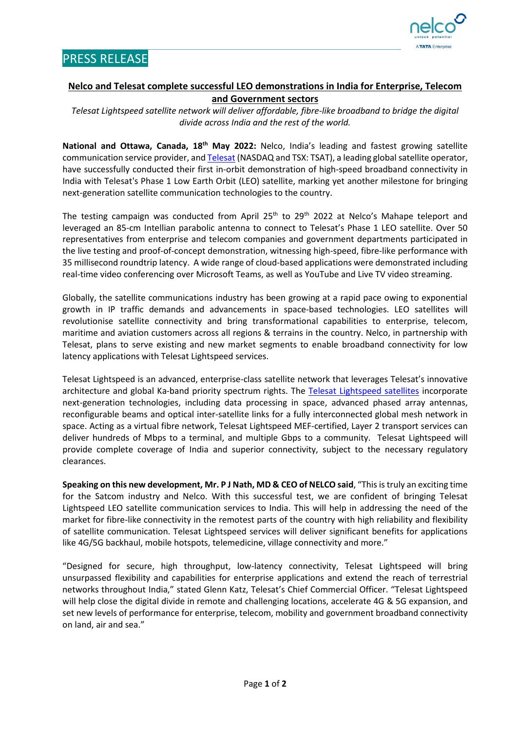PRESS RELEASE

## Nelco and Telesat complete successful LEO demonstrations in India for Enterprise, Telecom and Government sectors

*Telesat Lightspeed satellite network will deliver affordable, fibre-like broadband to bridge the digital divide across India and the rest of the world.*

**National and Ottawa, Canada, 18th May 2022:** Nelco, India's leading and fastest growing satellite communication service provider, and Telesat (NASDAQ and TSX: TSAT), a leading global satellite operator, have successfully conducted their first in-orbit demonstration of high-speed broadband connectivity in India with Telesat's Phase 1 Low Earth Orbit (LEO) satellite, marking yet another milestone for bringing next-generation satellite communication technologies to the country.

The testing campaign was conducted from April 25th to 29th 2022 at Nelco's Mahape teleport and leveraged an 85-cm Intellian parabolic antenna to connect to Telesat's Phase 1 LEO satellite. Over 50 representatives from enterprise and telecom companies and government departments participated in the live testing and proof-of-concept demonstration, witnessing high-speed, fibre-like performance with 35 millisecond roundtrip latency. A wide range of cloud-based applications were demonstrated including real-time video conferencing over Microsoft Teams, as well as YouTube and Live TV video streaming.

Globally, the satellite communications industry has been growing at a rapid pace owing to exponential growth in IP traffic demands and advancements in space-based technologies. LEO satellites will revolutionise satellite connectivity and bring transformational capabilities to enterprise, telecom, maritime and aviation customers across all regions & terrains in the country. Nelco, in partnership with Telesat, plans to serve existing and new market segments to enable broadband connectivity for low latency applications with Telesat Lightspeed services.

Telesat Lightspeed is an advanced, enterprise-class satellite network that leverages Telesat's innovative architecture and global Ka-band priority spectrum rights. The Telesat Lightspeed satellites incorporate next-generation technologies, including data processing in space, advanced phased array antennas, reconfigurable beams and optical inter-satellite links for a fully interconnected global mesh network in space. Acting as a virtual fibre network, Telesat Lightspeed MEF-certified, Layer 2 transport services can deliver hundreds of Mbps to a terminal, and multiple Gbps to a community. Telesat Lightspeed will provide complete coverage of India and superior connectivity, subject to the necessary regulatory clearances.

**Speaking on this new development, Mr. P J Nath, MD & CEO of NELCO said**, "This is truly an exciting time for the Satcom industry and Nelco. With this successful test, we are confident of bringing Telesat Lightspeed LEO satellite communication services to India. This will help in addressing the need of the market for fibre-like connectivity in the remotest parts of the country with high reliability and flexibility of satellite communication. Telesat Lightspeed services will deliver significant benefits for applications like 4G/5G backhaul, mobile hotspots, telemedicine, village connectivity and more."

"Designed for secure, high throughput, low-latency connectivity, Telesat Lightspeed will bring unsurpassed flexibility and capabilities for enterprise applications and extend the reach of terrestrial networks throughout India," stated Glenn Katz, Telesat's Chief Commercial Officer. "Telesat Lightspeed will help close the digital divide in remote and challenging locations, accelerate 4G & 5G expansion, and set new levels of performance for enterprise, telecom, mobility and government broadband connectivity on land, air and sea."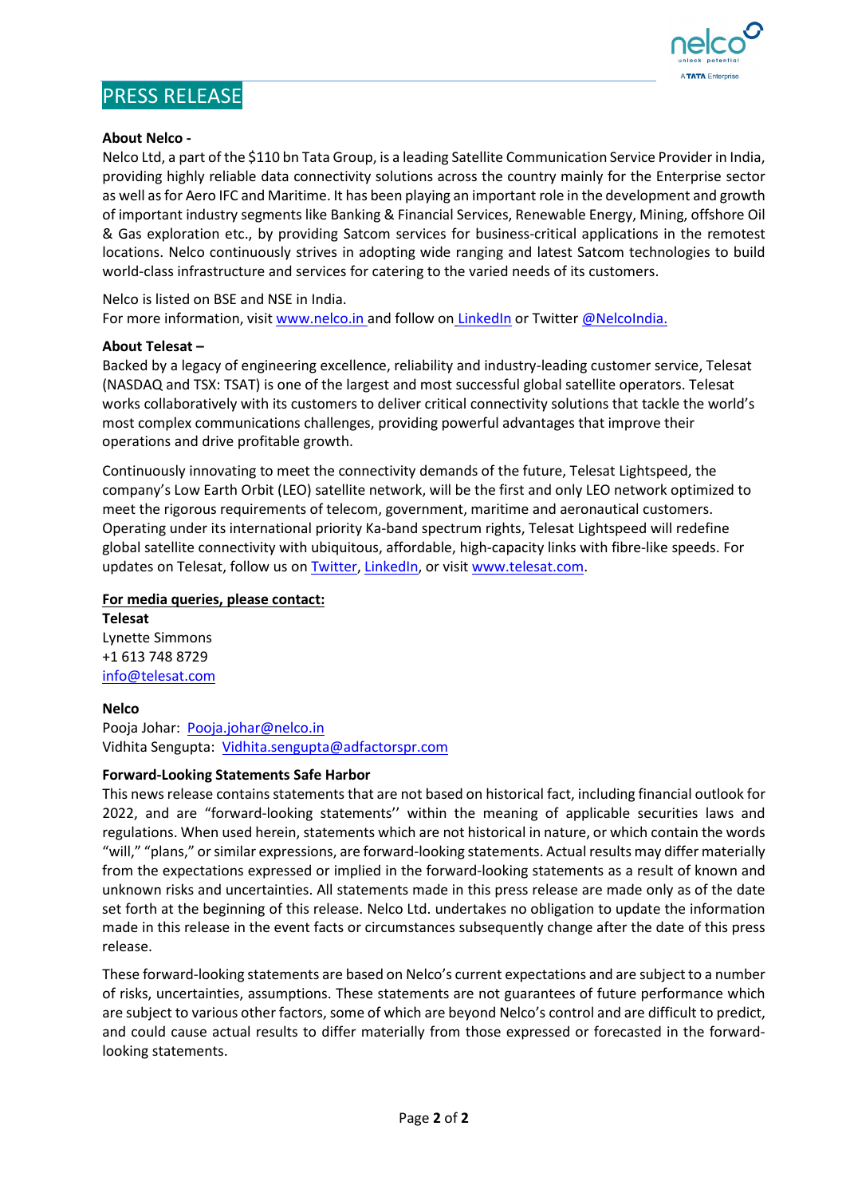# PRESS RELEASE

**About Nelco -**

Nelco Ltd, a part of the $110 bn Tata Group, is a leading Satellite Communication Service Provider in India, providing highly reliable data connectivity solutions across the country mainly for the Enterprise sector as well as for Aero IFC and Maritime. It has been playing an important role in the development and growth of important industry segments like Banking & Financial Services, Renewable Energy, Mining, offshore Oil & Gas exploration etc., by providing Satcom services for business-critical applications in the remotest locations. Nelco continuously strives in adopting wide ranging and latest Satcom technologies to build world-class infrastructure and services for catering to the varied needs of its customers.

Nelco is listed on BSE and NSE in India.
For more information, visit www.nelco.in and follow on LinkedIn or Twitter @NelcoIndia.

**About Telesat –**

Backed by a legacy of engineering excellence, reliability and industry-leading customer service, Telesat (NASDAQ and TSX: TSAT) is one of the largest and most successful global satellite operators. Telesat works collaboratively with its customers to deliver critical connectivity solutions that tackle the world's most complex communications challenges, providing powerful advantages that improve their operations and drive profitable growth.

Continuously innovating to meet the connectivity demands of the future, Telesat Lightspeed, the company's Low Earth Orbit (LEO) satellite network, will be the first and only LEO network optimized to meet the rigorous requirements of telecom, government, maritime and aeronautical customers. Operating under its international priority Ka-band spectrum rights, Telesat Lightspeed will redefine global satellite connectivity with ubiquitous, affordable, high-capacity links with fibre-like speeds. For updates on Telesat, follow us on Twitter, LinkedIn, or visit www.telesat.com.

**For media queries, please contact:**

**Telesat**
Lynette Simmons
+1 613 748 8729
info@telesat.com

**Nelco**
Pooja Johar: Pooja.johar@nelco.in
Vidhita Sengupta: Vidhita.sengupta@adfactorspr.com

**Forward-Looking Statements Safe Harbor**

This news release contains statements that are not based on historical fact, including financial outlook for 2022, and are "forward-looking statements'' within the meaning of applicable securities laws and regulations. When used herein, statements which are not historical in nature, or which contain the words "will," "plans," or similar expressions, are forward-looking statements. Actual results may differ materially from the expectations expressed or implied in the forward-looking statements as a result of known and unknown risks and uncertainties. All statements made in this press release are made only as of the date set forth at the beginning of this release. Nelco Ltd. undertakes no obligation to update the information made in this release in the event facts or circumstances subsequently change after the date of this press release.

These forward-looking statements are based on Nelco's current expectations and are subject to a number of risks, uncertainties, assumptions. These statements are not guarantees of future performance which are subject to various other factors, some of which are beyond Nelco's control and are difficult to predict, and could cause actual results to differ materially from those expressed or forecasted in the forward-looking statements.